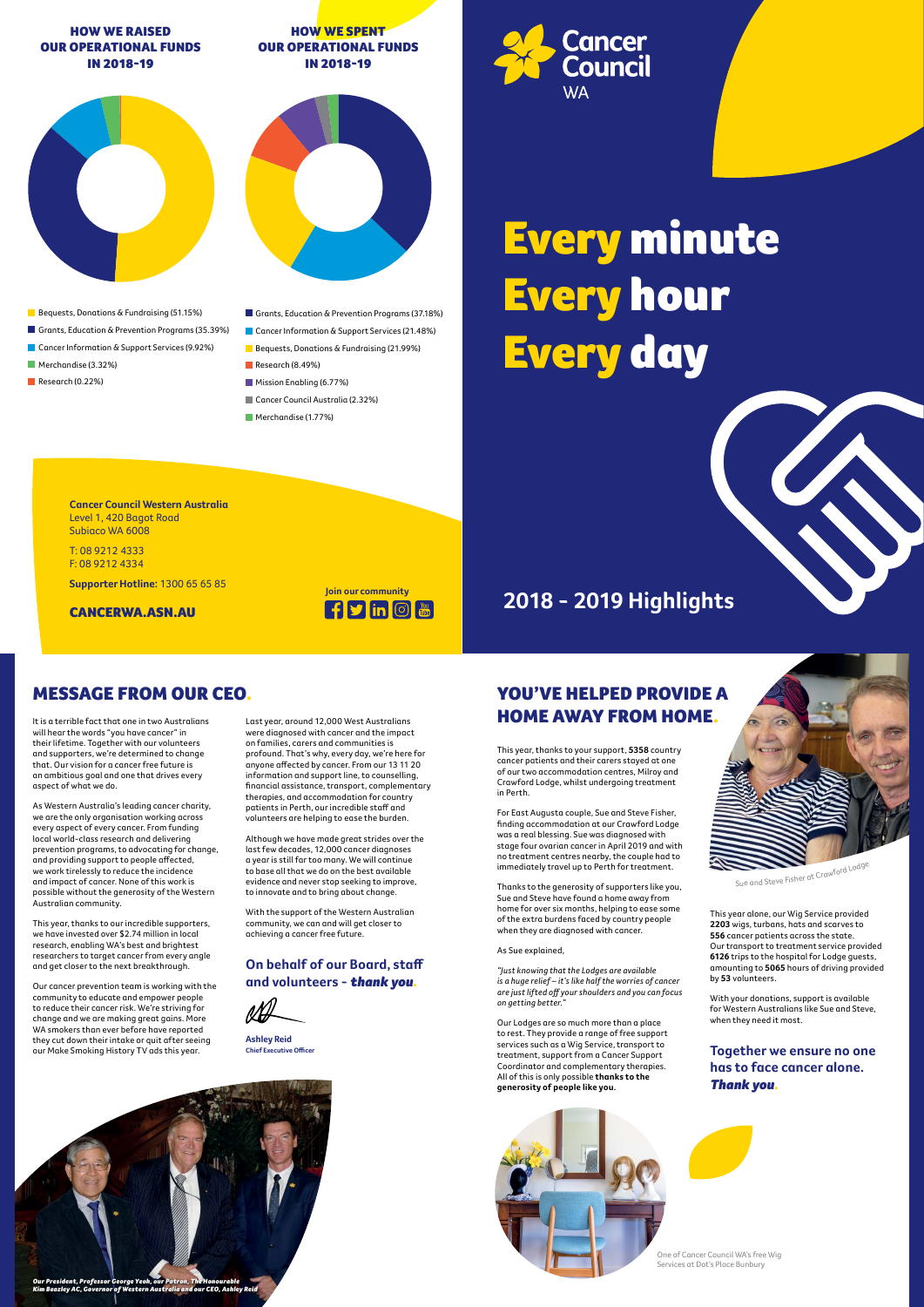## HOW WE RAISED OUR OPERATIONAL FUNDS IN 2018-19

- Bequests, Donations & Fundraising (51.15%)
- Grants, Education & Prevention Programs (35.39%)
- Cancer Information & Support Services (9.92%)
- Merchandise (3.32%)
- Research (0.22%)

## HOW WE SPENT OUR OPERATIONAL FUNDS IN 2018-19

- Grants, Education & Prevention Programs (37.18%)
- Cancer Information & Support Services (21.48%)
- Bequests, Donations & Fundraising (21.99%)
- Research (8.49%)
- Mission Enabling (6.77%)
- Cancer Council Australia (2.32%)
- Merchandise (1.77%)

Cancer Council WA

# Every minute Every hour Every day

**Cancer Council Western Australia**
Level 1, 420 Bagot Road
Subiaco WA 6008

T: 08 9212 4333
F: 08 9212 4334

**Supporter Hotline:** 1300 65 65 85

**CANCERWA.ASN.AU**

**Join our community**

## 2018 - 2019 Highlights

## MESSAGE FROM OUR CEO.

It is a terrible fact that one in two Australians will hear the words "you have cancer" in their lifetime. Together with our volunteers and supporters, we're determined to change that. Our vision for a cancer free future is an ambitious goal and one that drives every aspect of what we do.

As Western Australia's leading cancer charity, we are the only organisation working across every aspect of every cancer. From funding local world-class research and delivering prevention programs, to advocating for change, and providing support to people affected, we work tirelessly to reduce the incidence and impact of cancer. None of this work is possible without the generosity of the Western Australian community.

This year, thanks to our incredible supporters, we have invested over $2.74 million in local research, enabling WA's best and brightest researchers to target cancer from every angle and get closer to the next breakthrough.

Our cancer prevention team is working with the community to educate and empower people to reduce their cancer risk. We're striving for change and we are making great gains. More WA smokers than ever before have reported they cut down their intake or quit after seeing our Make Smoking History TV ads this year.

Last year, around 12,000 West Australians were diagnosed with cancer and the impact on families, carers and communities is profound. That's why, every day, we're here for anyone affected by cancer. From our 13 11 20 information and support line, to counselling, financial assistance, transport, complementary therapies, and accommodation for country patients in Perth, our incredible staff and volunteers are helping to ease the burden.

Although we have made great strides over the last few decades, 12,000 cancer diagnoses a year is still far too many. We will continue to base all that we do on the best available evidence and never stop seeking to improve, to innovate and to bring about change.

With the support of the Western Australian community, we can and will get closer to achieving a cancer free future.

### On behalf of our Board, staff and volunteers - *thank you*.

**Ashley Reid**
**Chief Executive Officer**

*Our President, Professor George Yeoh, our Patron, The Honourable Kim Beazley AC, Governor of Western Australia and our CEO, Ashley Reid*

## YOU'VE HELPED PROVIDE A HOME AWAY FROM HOME.

This year, thanks to your support, **5358** country cancer patients and their carers stayed at one of our two accommodation centres, Milroy and Crawford Lodge, whilst undergoing treatment in Perth.

For East Augusta couple, Sue and Steve Fisher, finding accommodation at our Crawford Lodge was a real blessing. Sue was diagnosed with stage four ovarian cancer in April 2019 and with no treatment centres nearby, the couple had to immediately travel up to Perth for treatment.

Thanks to the generosity of supporters like you, Sue and Steve have found a home away from home for over six months, helping to ease some of the extra burdens faced by country people when they are diagnosed with cancer.

As Sue explained,

*"Just knowing that the Lodges are available is a huge relief – it's like half the worries of cancer are just lifted off your shoulders and you can focus on getting better."*

Our Lodges are so much more than a place to rest. They provide a range of free support services such as a Wig Service, transport to treatment, support from a Cancer Support Coordinator and complementary therapies. All of this is only possible **thanks to the generosity of people like you.**

Sue and Steve Fisher at Crawford Lodge

This year alone, our Wig Service provided **2203** wigs, turbans, hats and scarves to **556** cancer patients across the state. Our transport to treatment service provided **6126** trips to the hospital for Lodge guests, amounting to **5065** hours of driving provided by **53** volunteers.

With your donations, support is available for Western Australians like Sue and Steve, when they need it most.

### Together we ensure no one has to face cancer alone. *Thank you*.

One of Cancer Council WA's free Wig Services at Dot's Place Bunbury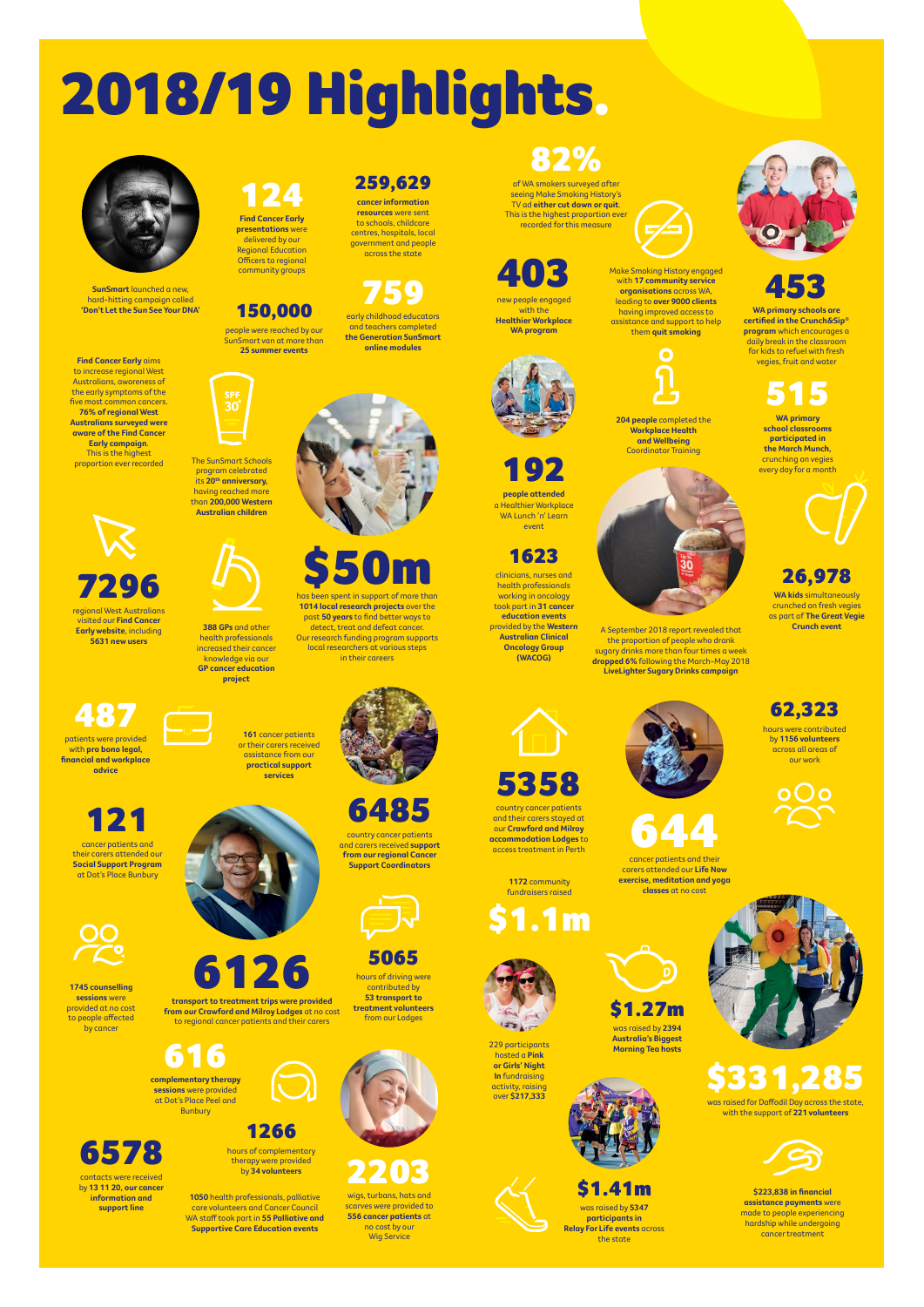# 2018/19 Highlights.

**SunSmart** launched a new, hard-hitting campaign called **'Don't Let the Sun See Your DNA'**

**124**

**Find Cancer Early presentations** were delivered by our Regional Education Officers to regional community groups

**259,629**

**cancer information resources** were sent to schools, childcare centres, hospitals, local government and people across the state

**150,000**

people were reached by our SunSmart van at more than **25 summer events**

**759**

early childhood educators and teachers completed **the Generation SunSmart online modules**

**Find Cancer Early** aims to increase regional West Australians, awareness of the early symptoms of the five most common cancers. **76% of regional West Australians surveyed were aware of the Find Cancer Early campaign.** This is the highest proportion ever recorded

The SunSmart Schools program celebrated its **20th anniversary,** having reached more than **200,000 Western Australian children**

**7296**

regional West Australians visited our **Find Cancer Early website,** including **5631 new users**

**388 GPs** and other health professionals increased their cancer knowledge via our **GP cancer education project**

**$50m**

has been spent in support of more than **1014 local research projects** over the past **50 years** to find better ways to detect, treat and defeat cancer. Our research funding program supports local researchers at various steps in their careers

**82%**

of WA smokers surveyed after seeing Make Smoking History's TV ad **either cut down or quit**. This is the highest proportion ever recorded for this measure

**403**

new people engaged with the **Healthier Workplace WA program**

Make Smoking History engaged with **17 community service organisations** across WA, leading to **over 9000 clients** having improved access to assistance and support to help them **quit smoking**

**453**

**WA primary schools are certified in the Crunch&Sip® program** which encourages a daily break in the classroom for kids to refuel with fresh vegies, fruit and water

**204 people** completed the **Workplace Health and Wellbeing** Coordinator Training

**515**

**WA primary school classrooms participated in the March Munch,** crunching on vegies every day for a month

**192**

**people attended** a Healthier Workplace WA Lunch 'n' Learn event

**1623**

clinicians, nurses and health professionals working in oncology took part in **31 cancer education events** provided by the **Western Australian Clinical Oncology Group (WACOG)**

A September 2018 report revealed that the proportion of people who drank sugary drinks more than four times a week **dropped 6%** following the March-May 2018 **LiveLighter Sugary Drinks campaign**

**26,978**

**WA kids** simultaneously crunched on fresh vegies as part of **The Great Vegie Crunch event**

**487**

patients were provided with **pro bono legal, financial and workplace advice**

**161** cancer patients or their carers received assistance from our **practical support services**

**121**

cancer patients and their carers attended our **Social Support Program** at Dot's Place Bunbury

**6485**

country cancer patients and carers received **support from our regional Cancer Support Coordinators**

**5358**

country cancer patients and their carers stayed at our **Crawford and Milroy accommodation Lodges** to access treatment in Perth

**644**

cancer patients and their carers attended our **Life Now exercise, meditation and yoga classes** at no cost

**62,323**

hours were contributed by **1156 volunteers** across all areas of our work

**1745 counselling sessions** were provided at no cost to people affected by cancer

**6126**

**transport to treatment trips were provided from our Crawford and Milroy Lodges** at no cost to regional cancer patients and their carers

**5065**

hours of driving were contributed by **53 transport to treatment volunteers** from our Lodges

**1172** community fundraisers raised

**$1.1m**

**229** participants hosted a **Pink or Girls' Night In** fundraising activity, raising over **$217,333**

**$1.27m**

was raised by **2394 Australia's Biggest Morning Tea hosts**

**616**

**complementary therapy sessions** were provided at Dot's Place Peel and Bunbury

**1266**

hours of complementary therapy were provided by **34 volunteers**

**6578**

contacts were received by **13 11 20, our cancer information and support line**

**1050** health professionals, palliative care volunteers and Cancer Council WA staff took part in **55 Palliative and Supportive Care Education events**

**2203**

wigs, turbans, hats and scarves were provided to **556 cancer patients** at no cost by our Wig Service

**$1.41m**

was raised by **5347 participants in Relay For Life events** across the state

**$331,285**

was raised for Daffodil Day across the state, with the support of **221 volunteers**

**$223,838 in financial assistance payments** were made to people experiencing hardship while undergoing cancer treatment